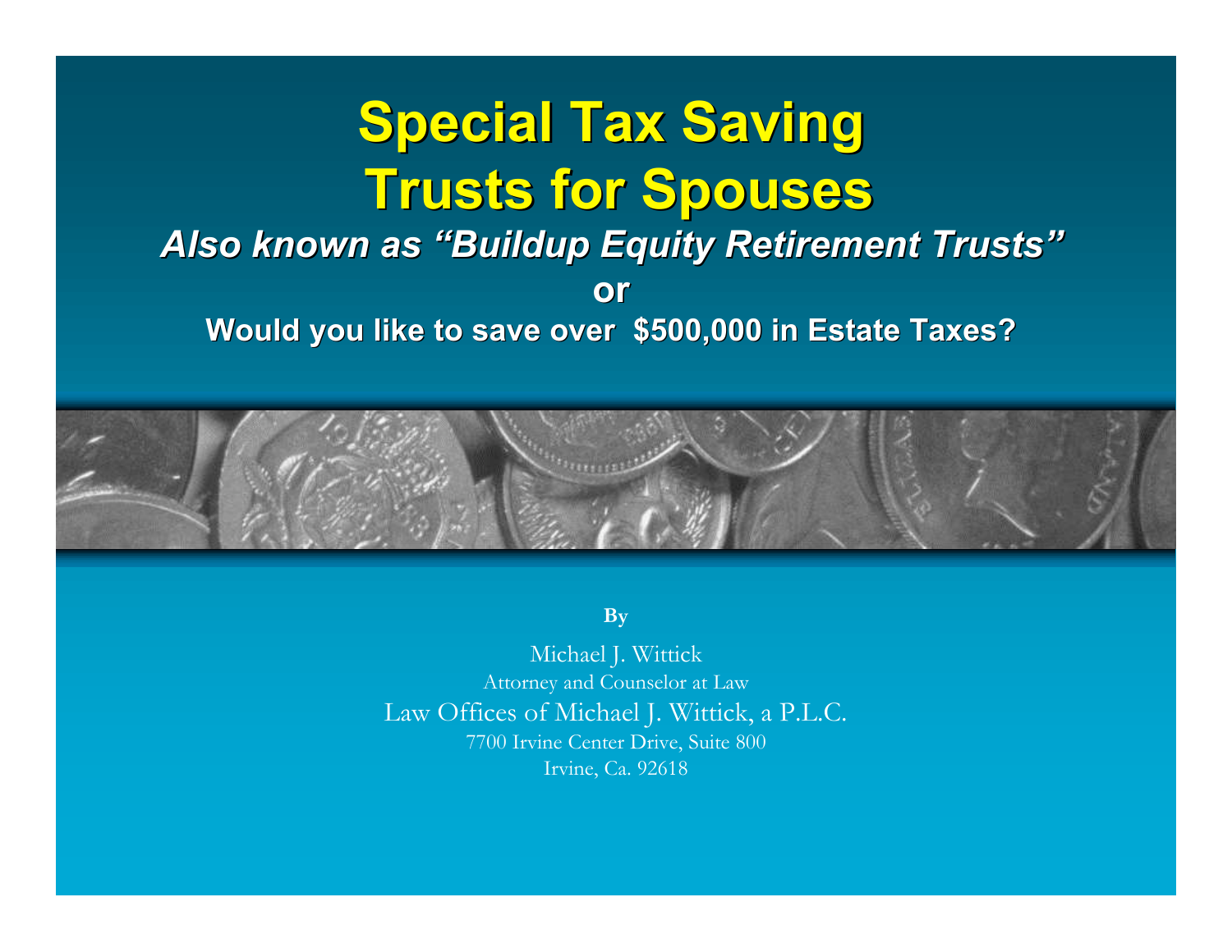# Special Tax Saving Trusts for Spouses

***Also known as "Buildup Equity Retirement Trusts"***

**or**

**Would you like to save over $500,000 in Estate Taxes?**

**By**

Michael J. Wittick
Attorney and Counselor at Law
Law Offices of Michael J. Wittick, a P.L.C.
7700 Irvine Center Drive, Suite 800
Irvine, Ca. 92618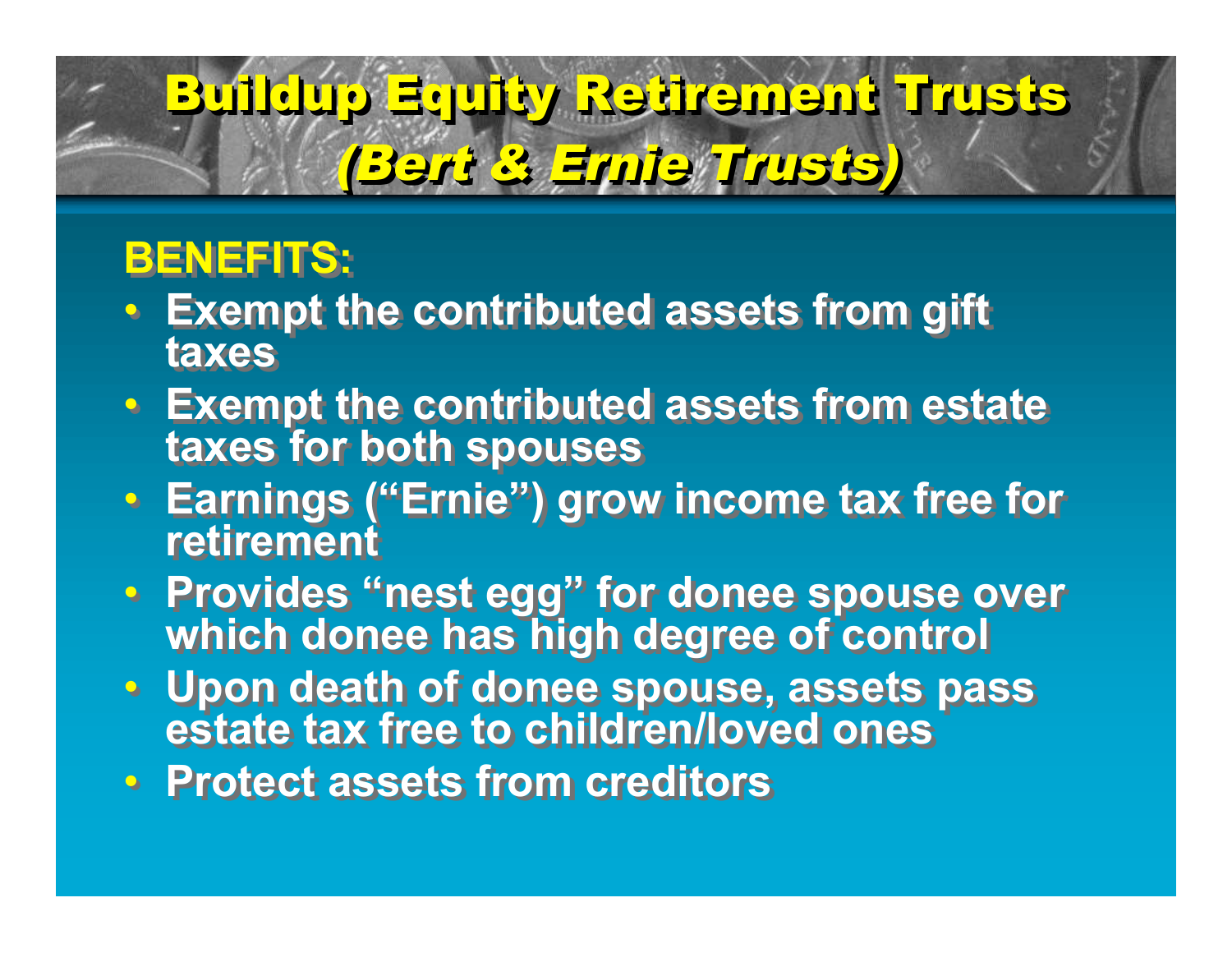# Buildup Equity Retirement Trusts *(Bert & Ernie Trusts)*

**BENEFITS:**

- **Exempt the contributed assets from gift taxes**
- **Exempt the contributed assets from estate taxes for both spouses**
- **Earnings ("Ernie") grow income tax free for retirement**
- **Provides "nest egg" for donee spouse over which donee has high degree of control**
- **Upon death of donee spouse, assets pass estate tax free to children/loved ones**
- **Protect assets from creditors**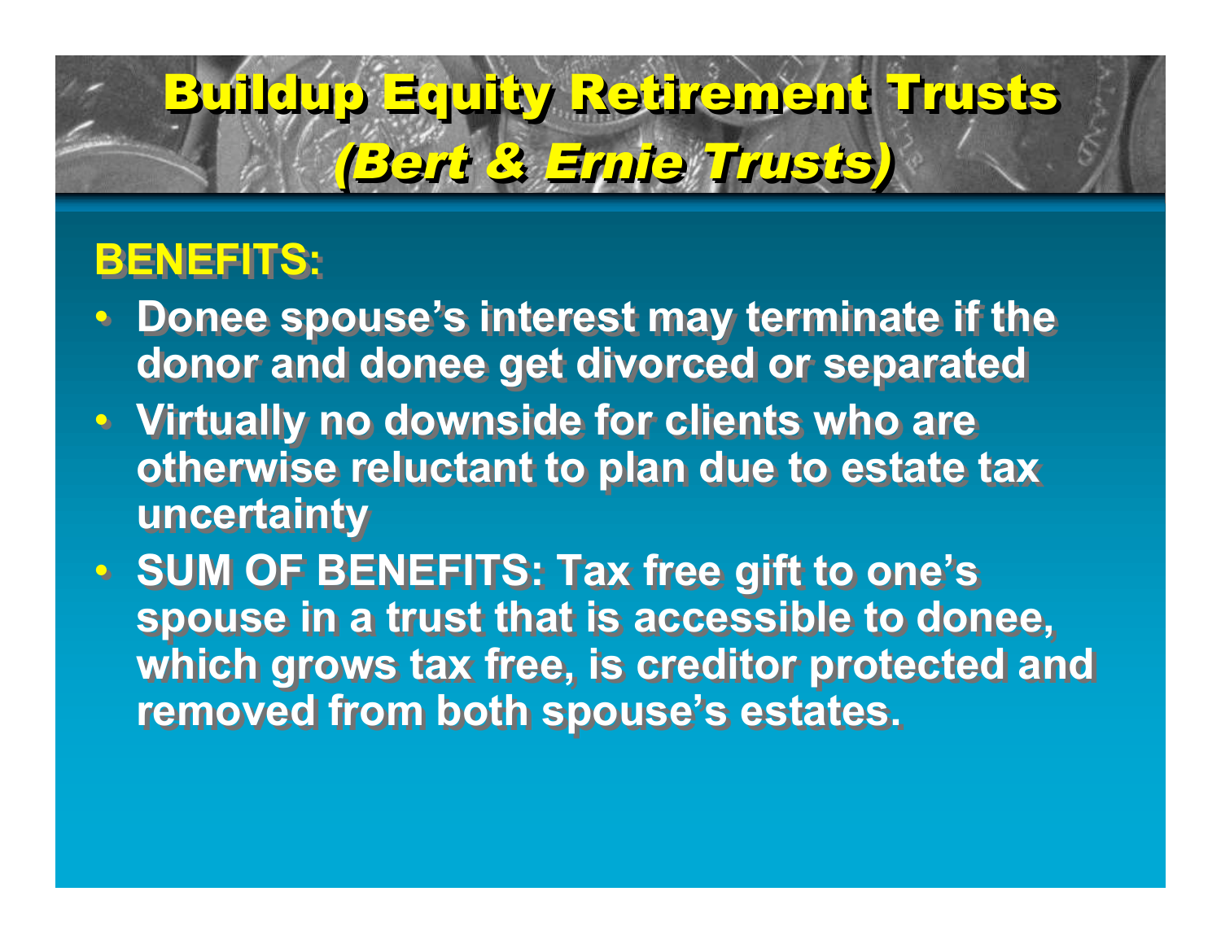# Buildup Equity Retirement Trusts
# *(Bert & Ernie Trusts)*

**BENEFITS:**

- **Donee spouse's interest may terminate if the donor and donee get divorced or separated**
- **Virtually no downside for clients who are otherwise reluctant to plan due to estate tax uncertainty**
- **SUM OF BENEFITS: Tax free gift to one's spouse in a trust that is accessible to donee, which grows tax free, is creditor protected and removed from both spouse's estates.**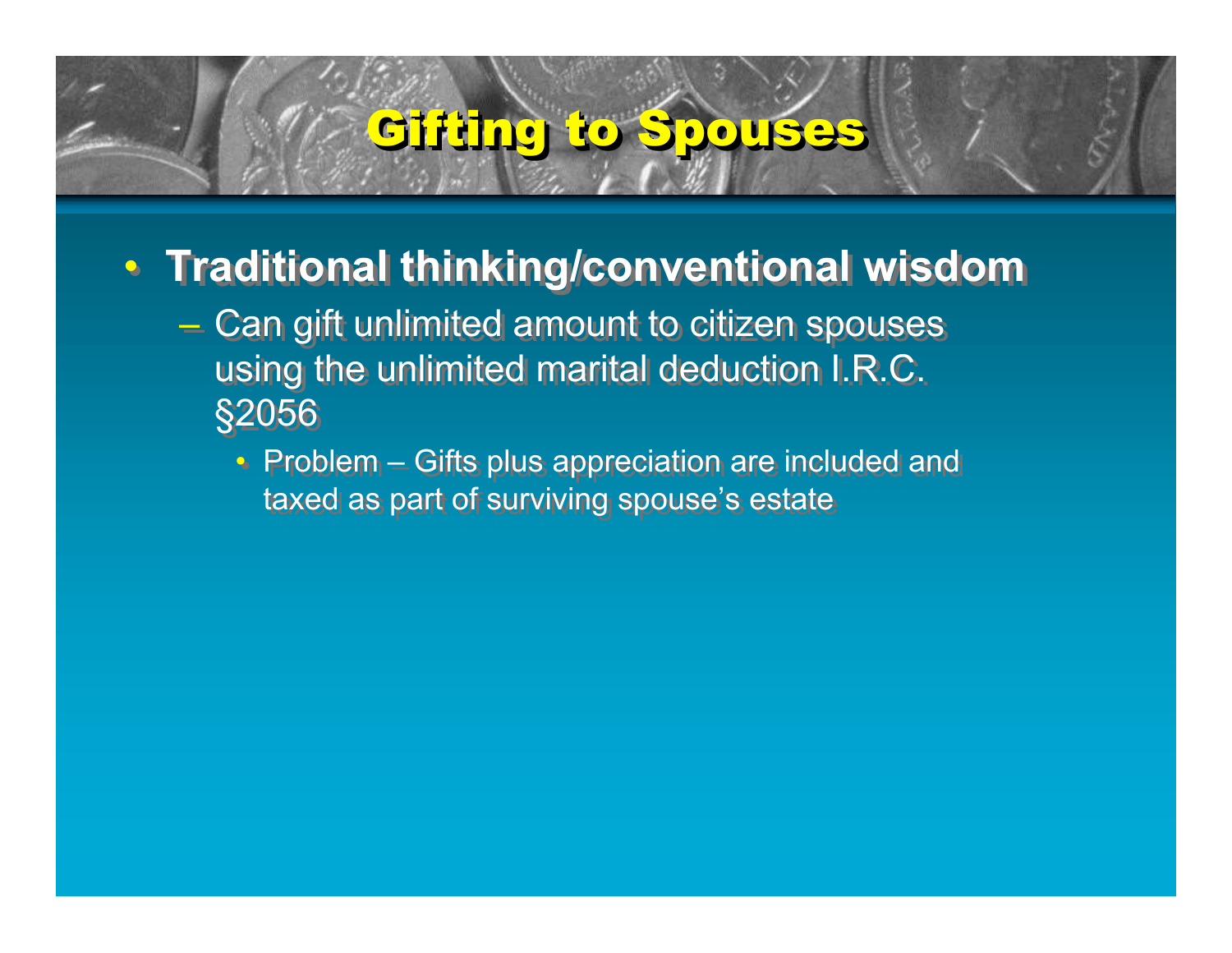# Gifting to Spouses

- **Traditional thinking/conventional wisdom**
  - Can gift unlimited amount to citizen spouses using the unlimited marital deduction I.R.C. §2056
    - Problem – Gifts plus appreciation are included and taxed as part of surviving spouse's estate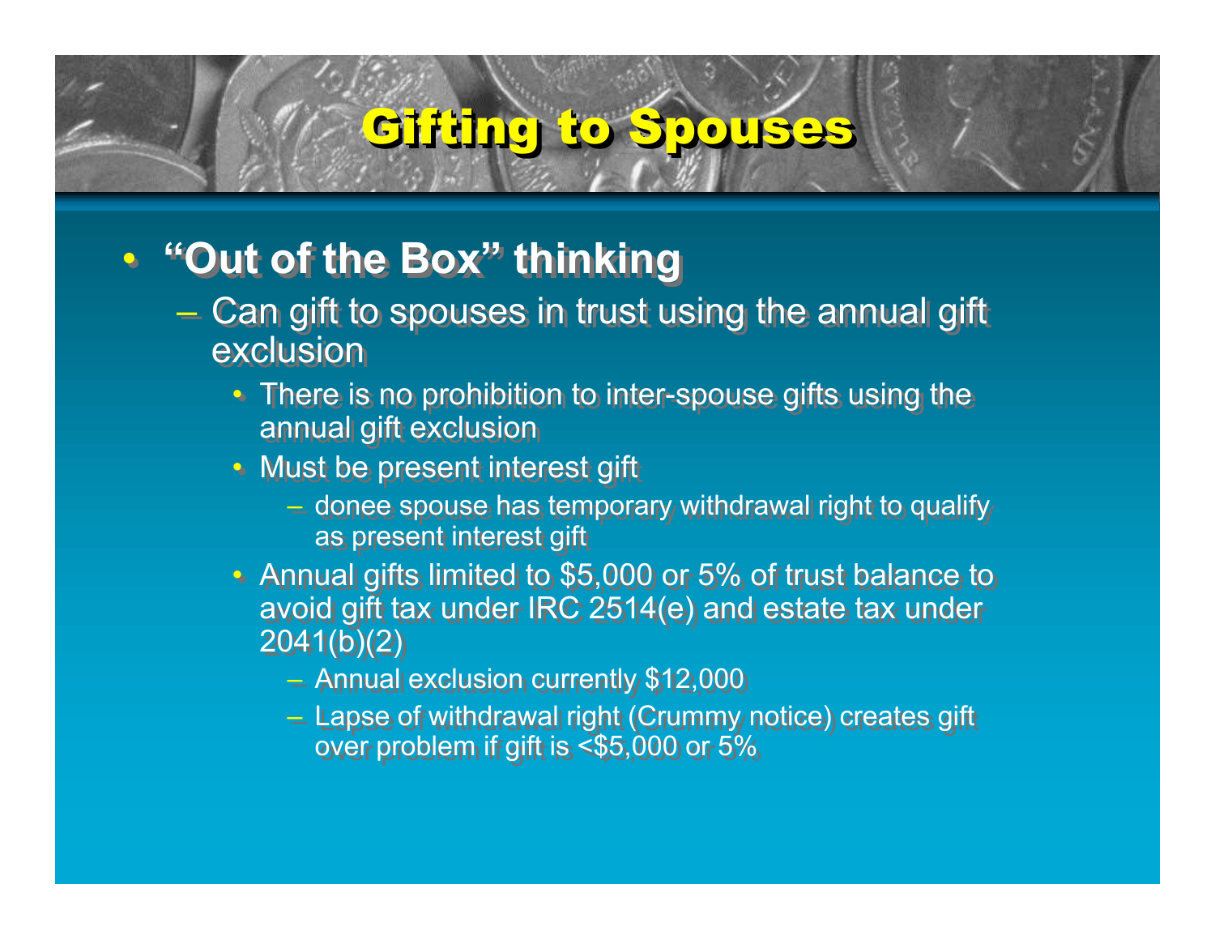# Gifting to Spouses

- **"Out of the Box" thinking**
  - Can gift to spouses in trust using the annual gift exclusion
    - There is no prohibition to inter-spouse gifts using the annual gift exclusion
    - Must be present interest gift
      - donee spouse has temporary withdrawal right to qualify as present interest gift
    - Annual gifts limited to $5,000 or 5% of trust balance to avoid gift tax under IRC 2514(e) and estate tax under 2041(b)(2)
      - Annual exclusion currently $12,000
      - Lapse of withdrawal right (Crummy notice) creates gift over problem if gift is <$5,000 or 5%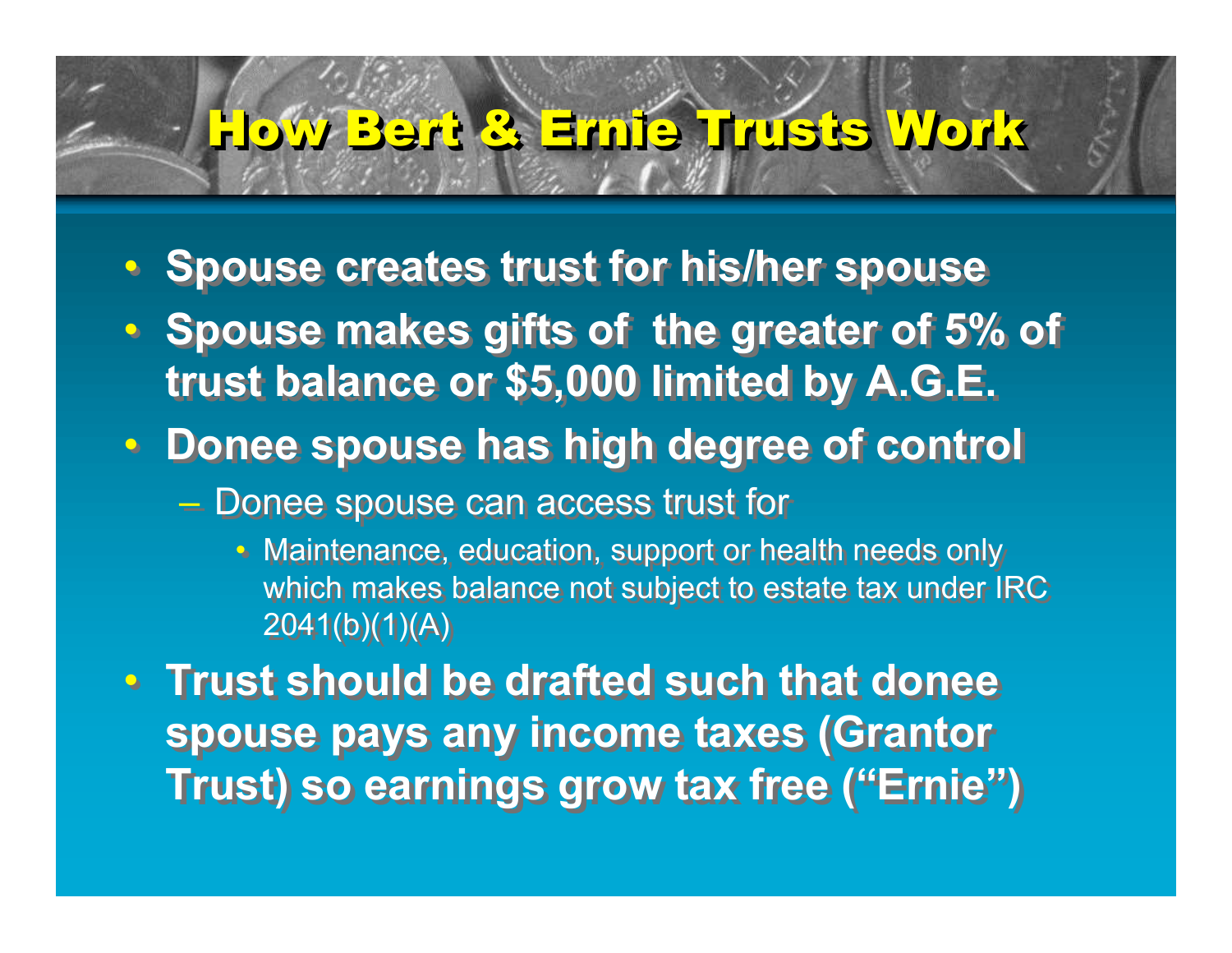# How Bert & Ernie Trusts Work

- **Spouse creates trust for his/her spouse**
- **Spouse makes gifts of the greater of 5% of trust balance or $5,000 limited by A.G.E.**
- **Donee spouse has high degree of control**
  - Donee spouse can access trust for
    - Maintenance, education, support or health needs only which makes balance not subject to estate tax under IRC 2041(b)(1)(A)
- **Trust should be drafted such that donee spouse pays any income taxes (Grantor Trust) so earnings grow tax free ("Ernie")**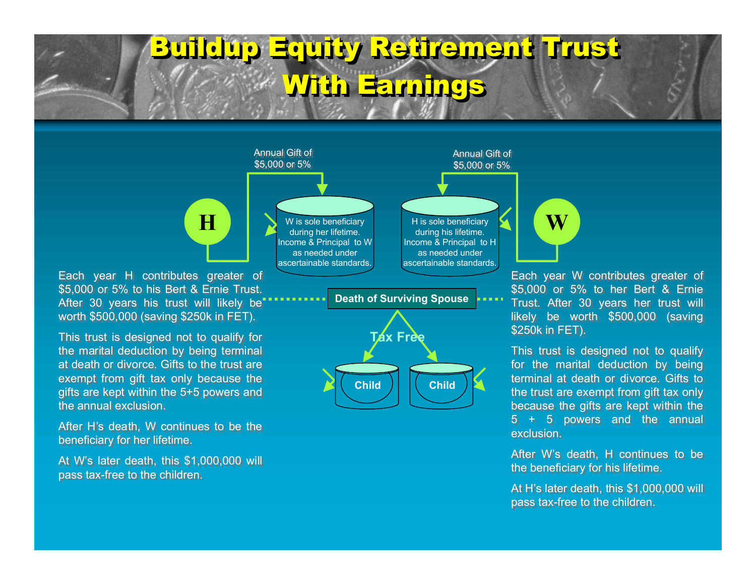# Buildup Equity Retirement Trust With Earnings

Annual Gift of $5,000 or 5%

**H**

W is sole beneficiary during her lifetime. Income & Principal to W as needed under ascertainable standards.

Annual Gift of $5,000 or 5%

**W**

H is sole beneficiary during his lifetime. Income & Principal to H as needed under ascertainable standards.

**Death of Surviving Spouse**

Tax Free

Child

Child

Each year H contributes greater of $5,000 or 5% to his Bert & Ernie Trust. After 30 years his trust will likely be worth $500,000 (saving $250k in FET).

This trust is designed not to qualify for the marital deduction by being terminal at death or divorce. Gifts to the trust are exempt from gift tax only because the gifts are kept within the 5+5 powers and the annual exclusion.

After H's death, W continues to be the beneficiary for her lifetime.

At W's later death, this $1,000,000 will pass tax-free to the children.

Each year W contributes greater of $5,000 or 5% to her Bert & Ernie Trust. After 30 years her trust will likely be worth $500,000 (saving $250k in FET).

This trust is designed not to qualify for the marital deduction by being terminal at death or divorce. Gifts to the trust are exempt from gift tax only because the gifts are kept within the 5 + 5 powers and the annual exclusion.

After W's death, H continues to be the beneficiary for his lifetime.

At H's later death, this $1,000,000 will pass tax-free to the children.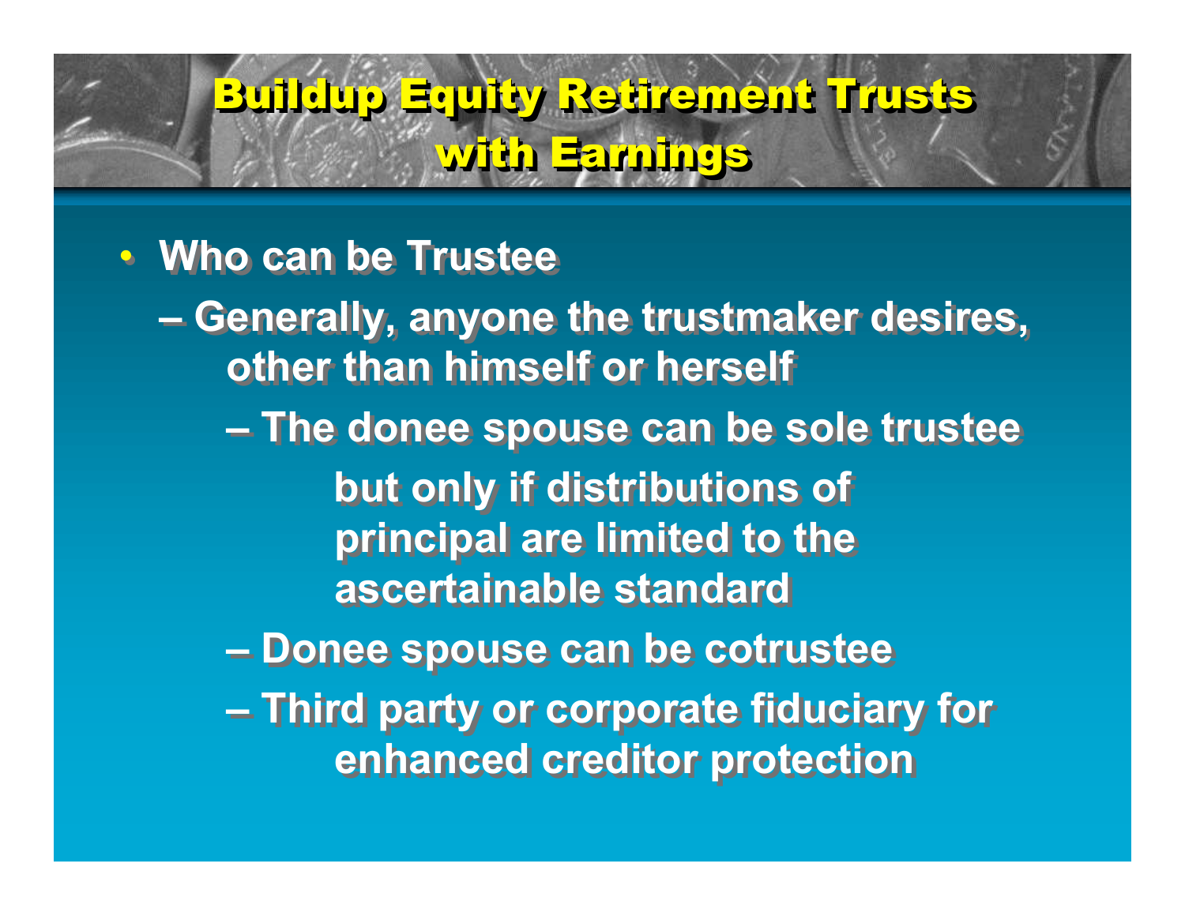# Buildup Equity Retirement Trusts with Earnings

- Who can be Trustee
  - Generally, anyone the trustmaker desires, other than himself or herself
    - The donee spouse can be sole trustee but only if distributions of principal are limited to the ascertainable standard
    - Donee spouse can be cotrustee
    - Third party or corporate fiduciary for enhanced creditor protection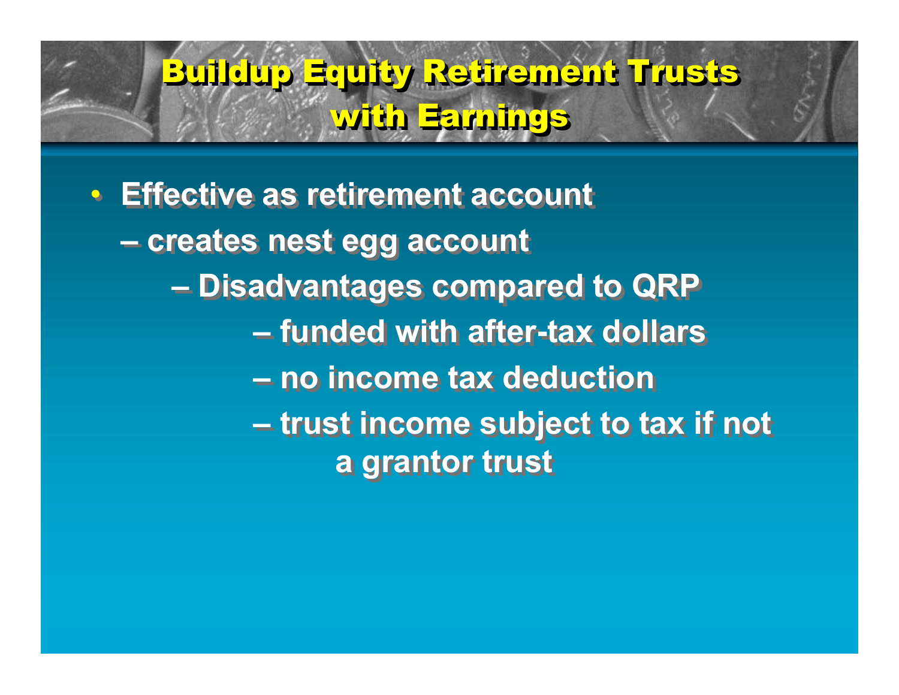# Buildup Equity Retirement Trusts with Earnings

- Effective as retirement account
  - creates nest egg account
    - Disadvantages compared to QRP
      - funded with after-tax dollars
      - no income tax deduction
      - trust income subject to tax if not a grantor trust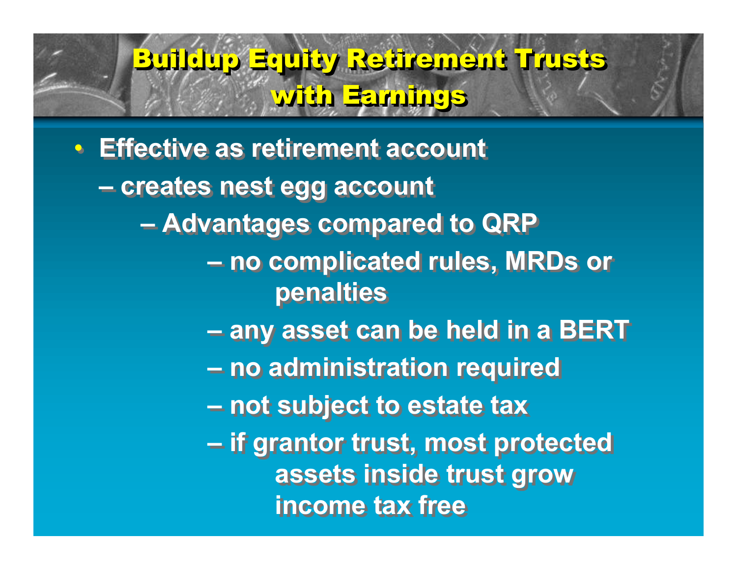# Buildup Equity Retirement Trusts with Earnings

- Effective as retirement account
  - creates nest egg account
    - Advantages compared to QRP
      - no complicated rules, MRDs or penalties
      - any asset can be held in a BERT
      - no administration required
      - not subject to estate tax
      - if grantor trust, most protected assets inside trust grow income tax free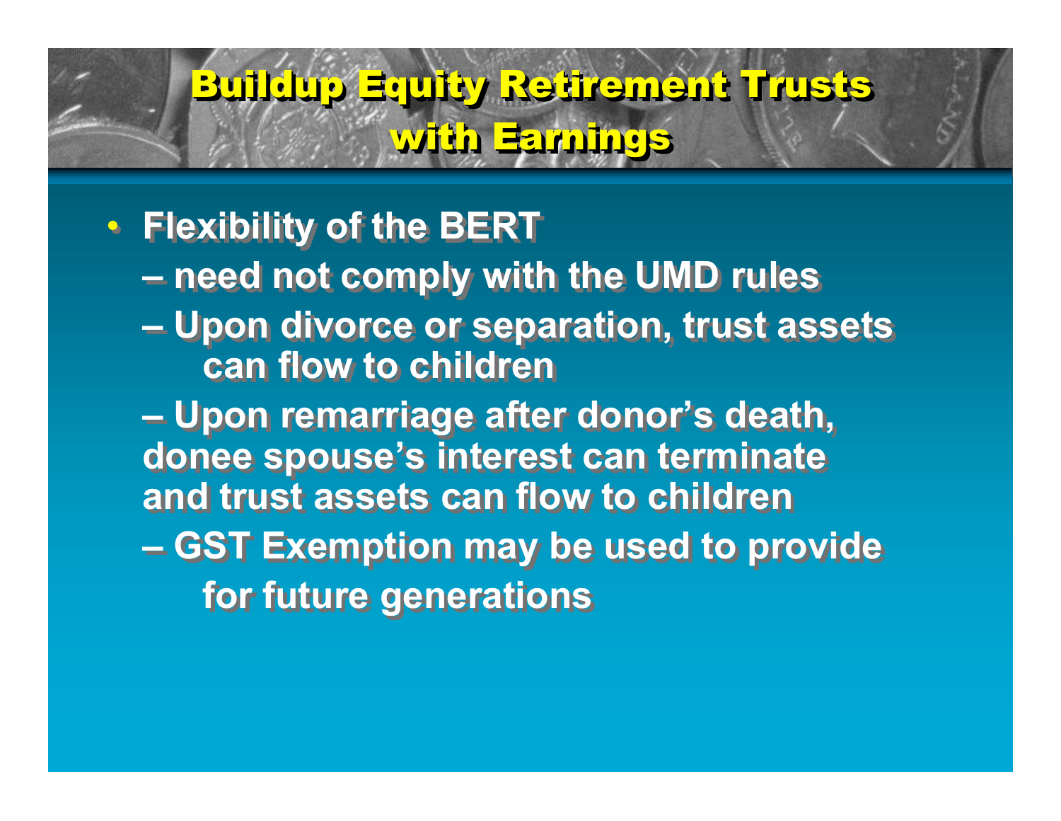# Buildup Equity Retirement Trusts with Earnings

- Flexibility of the BERT
  - need not comply with the UMD rules
  - Upon divorce or separation, trust assets can flow to children
  - Upon remarriage after donor's death, donee spouse's interest can terminate and trust assets can flow to children
  - GST Exemption may be used to provide for future generations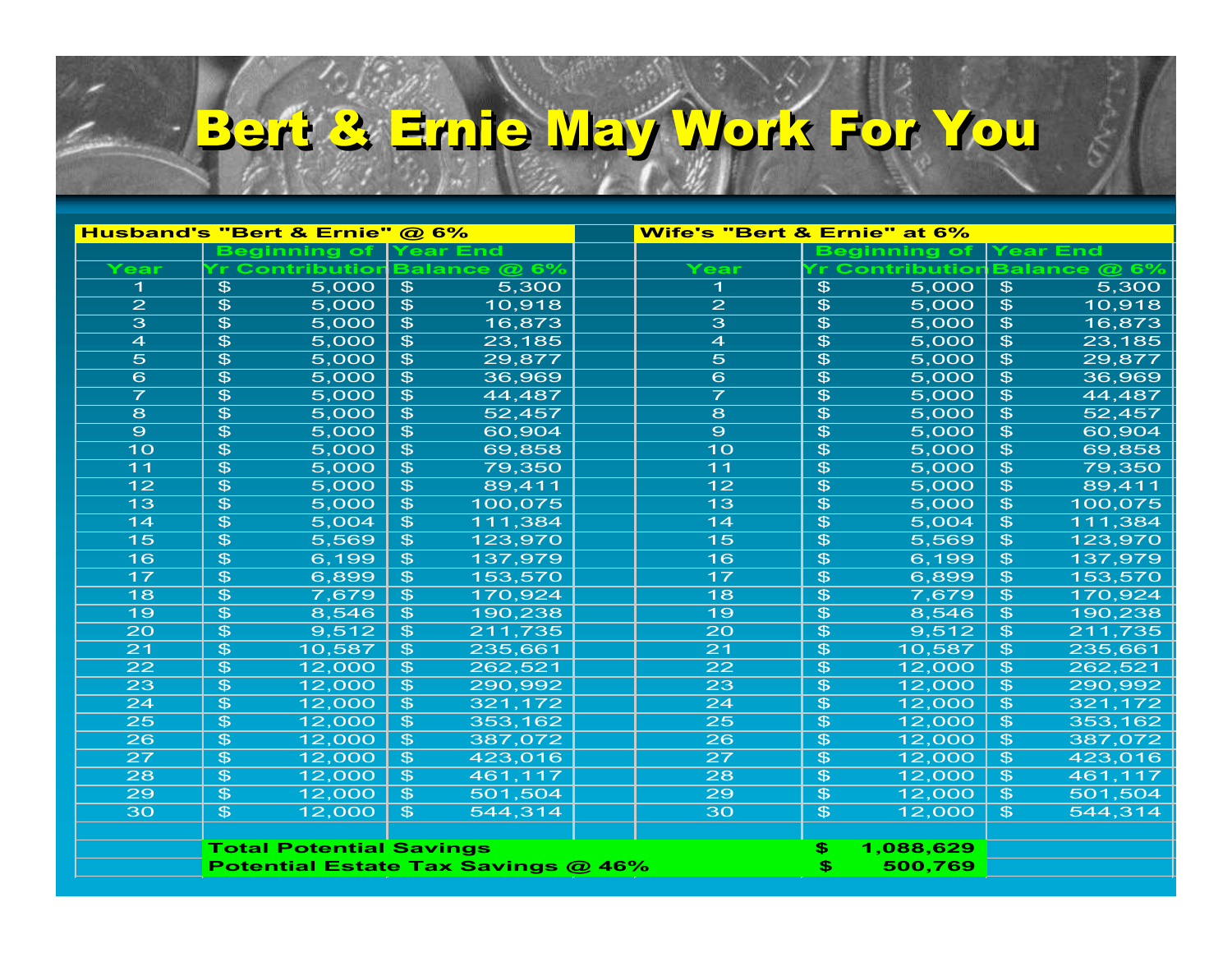# Bert & Ernie May Work For You

| Husband's "Bert & Ernie" @ 6% | | | | Wife's "Bert & Ernie" at 6% | | |
|---|---|---|---|---|---|---|
| Year | Beginning of Yr Contribution | Year End Balance @ 6% | | Year | Beginning of Yr Contribution | Year End Balance @ 6% |
| 1 | $ 5,000 | $ 5,300 | | 1 | $ 5,000 | $ 5,300 |
| 2 | $ 5,000 | $ 10,918 | | 2 | $ 5,000 | $ 10,918 |
| 3 | $ 5,000 | $ 16,873 | | 3 | $ 5,000 | $ 16,873 |
| 4 | $ 5,000 | $ 23,185 | | 4 | $ 5,000 | $ 23,185 |
| 5 | $ 5,000 | $ 29,877 | | 5 | $ 5,000 | $ 29,877 |
| 6 | $ 5,000 | $ 36,969 | | 6 | $ 5,000 | $ 36,969 |
| 7 | $ 5,000 | $ 44,487 | | 7 | $ 5,000 | $ 44,487 |
| 8 | $ 5,000 | $ 52,457 | | 8 | $ 5,000 | $ 52,457 |
| 9 | $ 5,000 | $ 60,904 | | 9 | $ 5,000 | $ 60,904 |
| 10 | $ 5,000 | $ 69,858 | | 10 | $ 5,000 | $ 69,858 |
| 11 | $ 5,000 | $ 79,350 | | 11 | $ 5,000 | $ 79,350 |
| 12 | $ 5,000 | $ 89,411 | | 12 | $ 5,000 | $ 89,411 |
| 13 | $ 5,000 | $ 100,075 | | 13 | $ 5,000 | $ 100,075 |
| 14 | $ 5,004 | $ 111,384 | | 14 | $ 5,004 | $ 111,384 |
| 15 | $ 5,569 | $ 123,970 | | 15 | $ 5,569 | $ 123,970 |
| 16 | $ 6,199 | $ 137,979 | | 16 | $ 6,199 | $ 137,979 |
| 17 | $ 6,899 | $ 153,570 | | 17 | $ 6,899 | $ 153,570 |
| 18 | $ 7,679 | $ 170,924 | | 18 | $ 7,679 | $ 170,924 |
| 19 | $ 8,546 | $ 190,238 | | 19 | $ 8,546 | $ 190,238 |
| 20 | $ 9,512 | $ 211,735 | | 20 | $ 9,512 | $ 211,735 |
| 21 | $ 10,587 | $ 235,661 | | 21 | $ 10,587 | $ 235,661 |
| 22 | $ 12,000 | $ 262,521 | | 22 | $ 12,000 | $ 262,521 |
| 23 | $ 12,000 | $ 290,992 | | 23 | $ 12,000 | $ 290,992 |
| 24 | $ 12,000 | $ 321,172 | | 24 | $ 12,000 | $ 321,172 |
| 25 | $ 12,000 | $ 353,162 | | 25 | $ 12,000 | $ 353,162 |
| 26 | $ 12,000 | $ 387,072 | | 26 | $ 12,000 | $ 387,072 |
| 27 | $ 12,000 | $ 423,016 | | 27 | $ 12,000 | $ 423,016 |
| 28 | $ 12,000 | $ 461,117 | | 28 | $ 12,000 | $ 461,117 |
| 29 | $ 12,000 | $ 501,504 | | 29 | $ 12,000 | $ 501,504 |
| 30 | $ 12,000 | $ 544,314 | | 30 | $ 12,000 | $ 544,314 |
| | | | | | | |
| | Total Potential Savings | | | | $ 1,088,629 | |
| | Potential Estate Tax Savings @ 46% | | | | $ 500,769 | |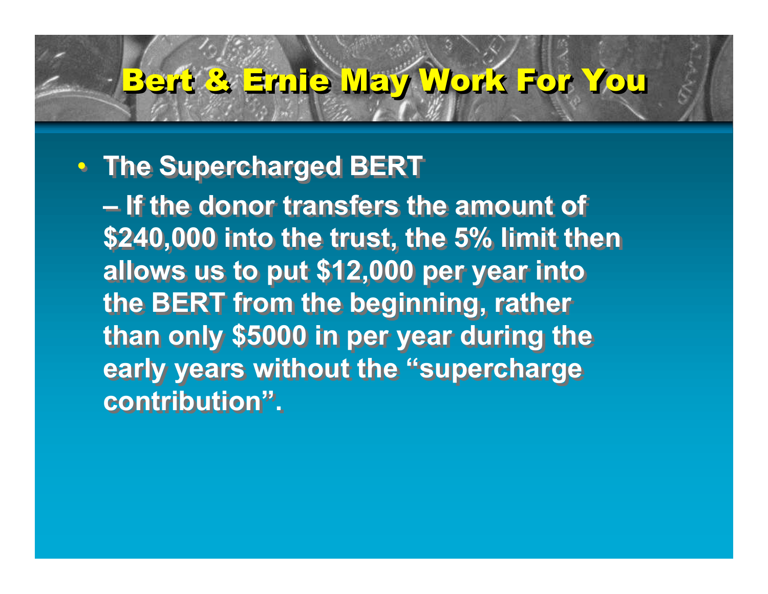# Bert & Ernie May Work For You

- The Supercharged BERT
  - If the donor transfers the amount of $240,000 into the trust, the 5% limit then allows us to put $12,000 per year into the BERT from the beginning, rather than only $5000 in per year during the early years without the “supercharge contribution”.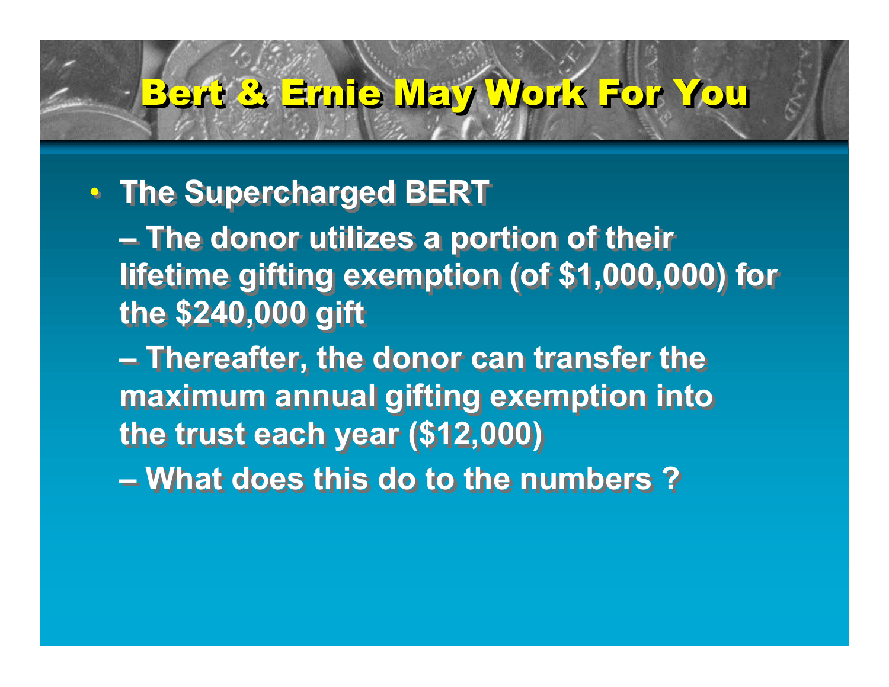# Bert & Ernie May Work For You

- **The Supercharged BERT**
  - **The donor utilizes a portion of their lifetime gifting exemption (of $1,000,000) for the $240,000 gift**
  - **Thereafter, the donor can transfer the maximum annual gifting exemption into the trust each year ($12,000)**
  - **What does this do to the numbers ?**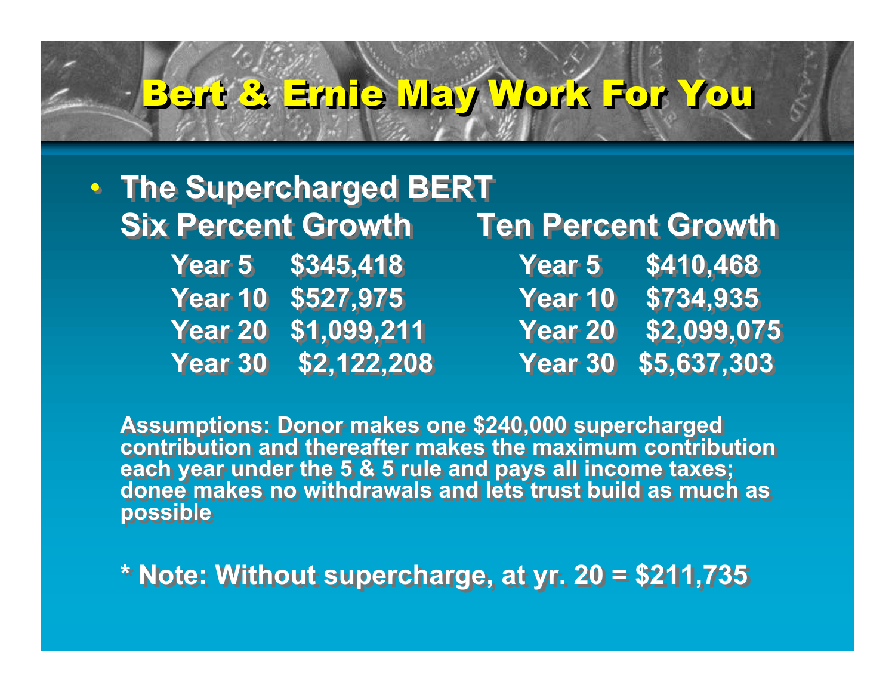# Bert & Ernie May Work For You

- **The Supercharged BERT**

| Six Percent Growth | | Ten Percent Growth | |
|---|---|---|---|
| Year 5 | $345,418 | Year 5 | $410,468 |
| Year 10 | $527,975 | Year 10 | $734,935 |
| Year 20 | $1,099,211 | Year 20 | $2,099,075 |
| Year 30 | $2,122,208 | Year 30 | $5,637,303 |

**Assumptions: Donor makes one $240,000 supercharged contribution and thereafter makes the maximum contribution each year under the 5 & 5 rule and pays all income taxes; donee makes no withdrawals and lets trust build as much as possible**

**\* Note: Without supercharge, at yr. 20 = $211,735**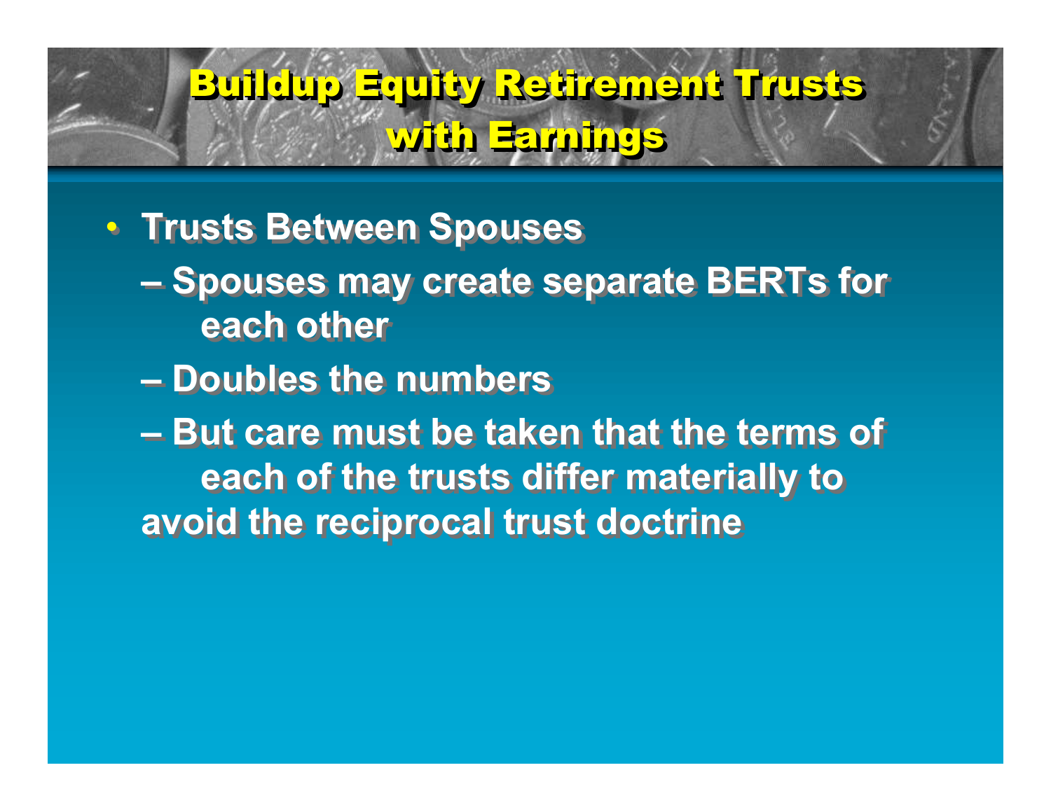# Buildup Equity Retirement Trusts with Earnings

- **Trusts Between Spouses**
  - **Spouses may create separate BERTs for each other**
  - **Doubles the numbers**
  - **But care must be taken that the terms of each of the trusts differ materially to avoid the reciprocal trust doctrine**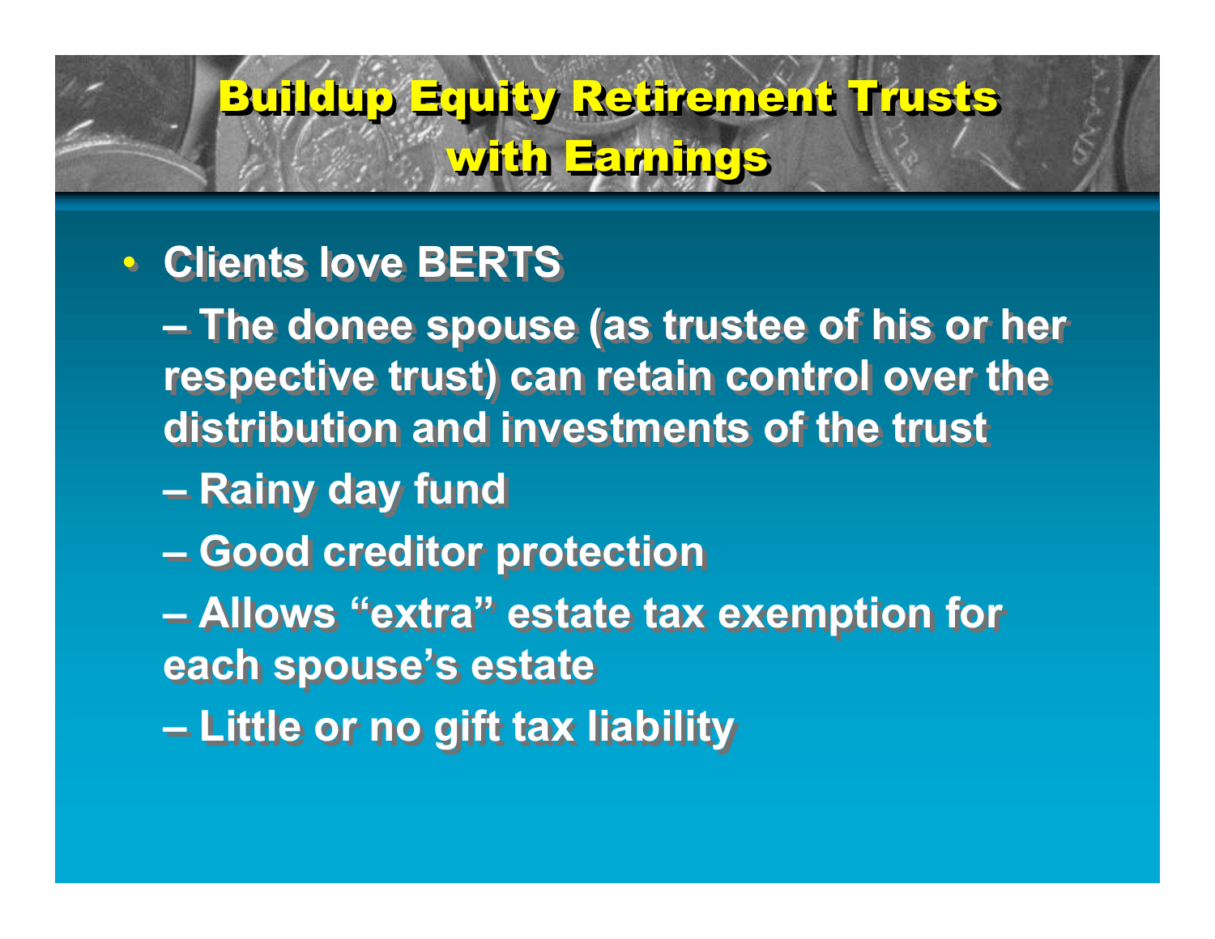# Buildup Equity Retirement Trusts with Earnings

- Clients love BERTS
  - The donee spouse (as trustee of his or her respective trust) can retain control over the distribution and investments of the trust
  - Rainy day fund
  - Good creditor protection
  - Allows "extra" estate tax exemption for each spouse's estate
  - Little or no gift tax liability